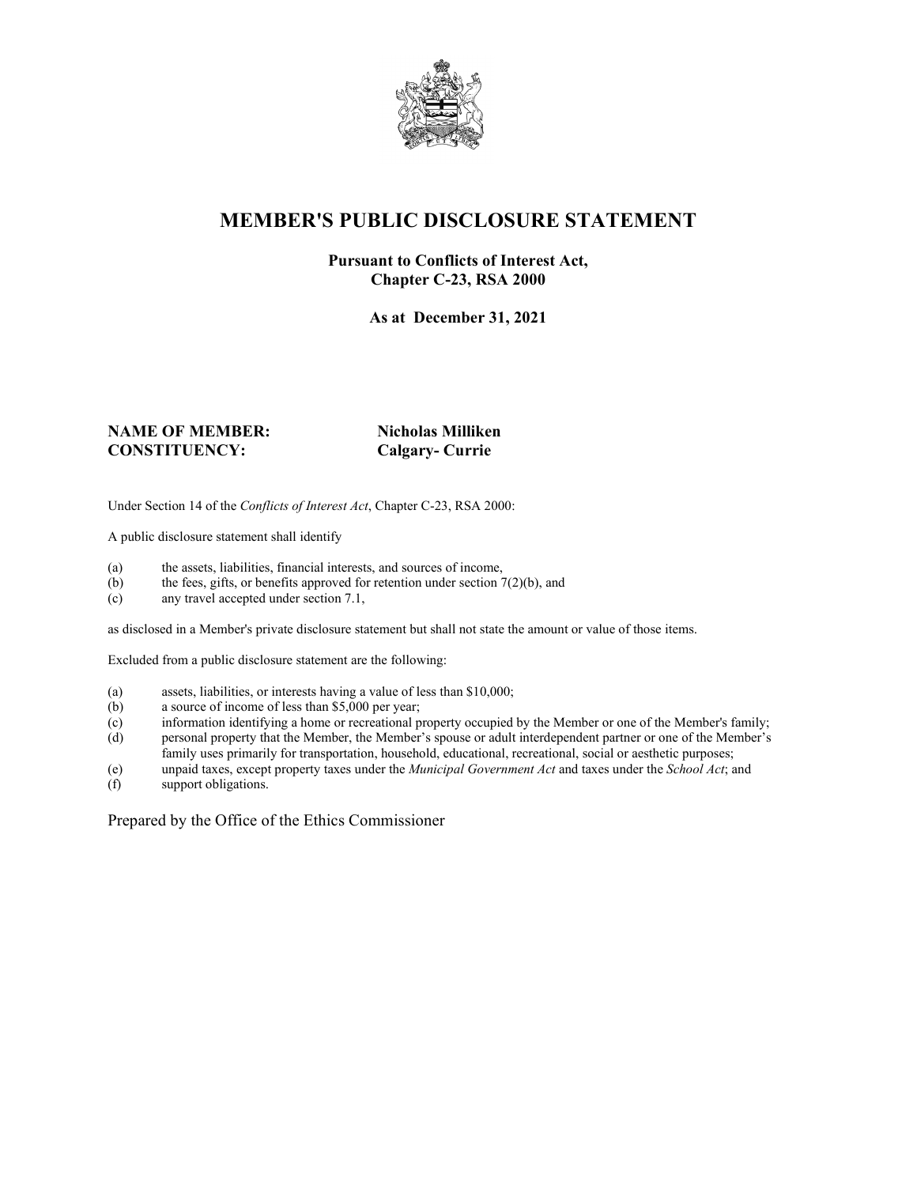# MEMBER'S PUBLIC DISCLOSURE STATEMENT

**Pursuant to Conflicts of Interest Act,**
**Chapter C-23, RSA 2000**

**As at December 31, 2021**

**NAME OF MEMBER:** **Nicholas Milliken**
**CONSTITUENCY:** **Calgary- Currie**

Under Section 14 of the *Conflicts of Interest Act*, Chapter C-23, RSA 2000:

A public disclosure statement shall identify

(a) the assets, liabilities, financial interests, and sources of income,
(b) the fees, gifts, or benefits approved for retention under section 7(2)(b), and
(c) any travel accepted under section 7.1,

as disclosed in a Member's private disclosure statement but shall not state the amount or value of those items.

Excluded from a public disclosure statement are the following:

(a) assets, liabilities, or interests having a value of less than $10,000;
(b) a source of income of less than $5,000 per year;
(c) information identifying a home or recreational property occupied by the Member or one of the Member's family;
(d) personal property that the Member, the Member's spouse or adult interdependent partner or one of the Member's family uses primarily for transportation, household, educational, recreational, social or aesthetic purposes;
(e) unpaid taxes, except property taxes under the *Municipal Government Act* and taxes under the *School Act*; and
(f) support obligations.

Prepared by the Office of the Ethics Commissioner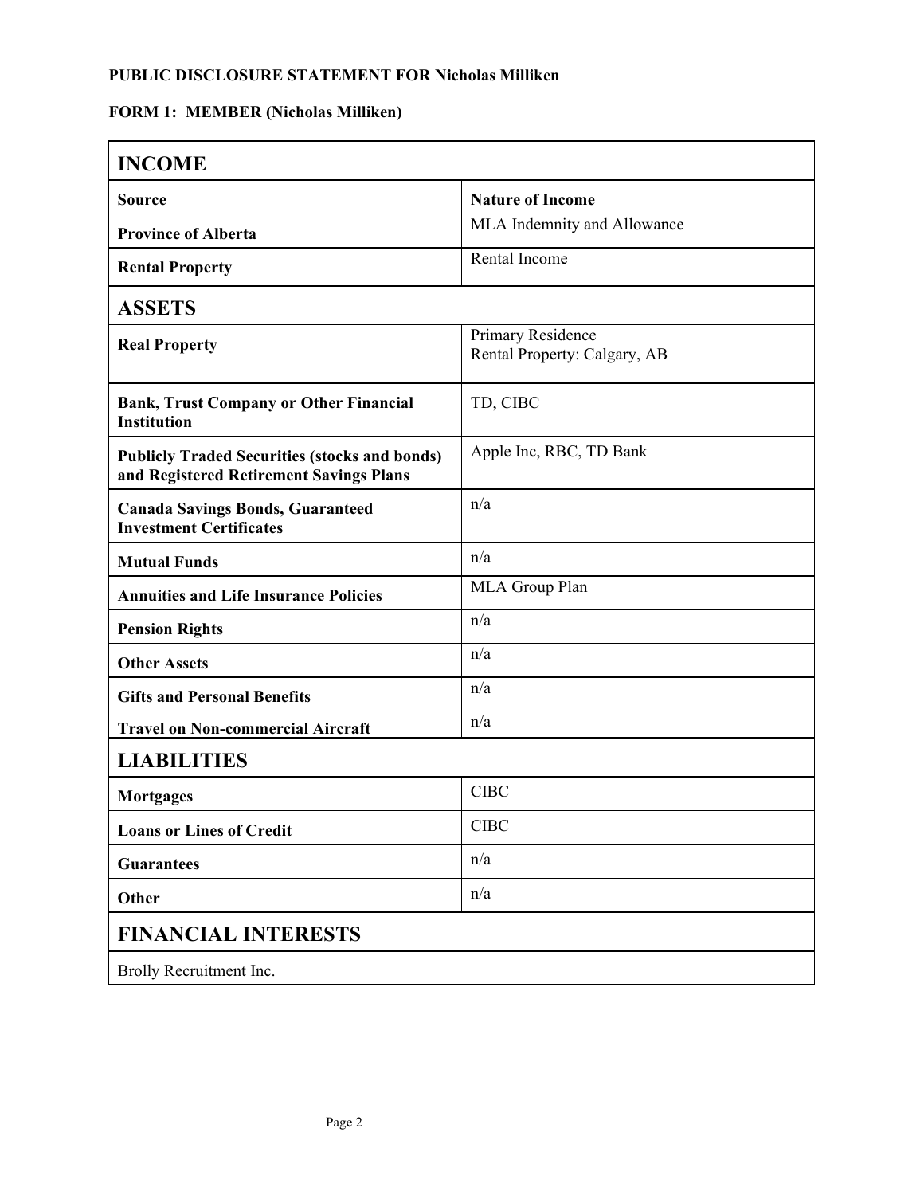**PUBLIC DISCLOSURE STATEMENT FOR Nicholas Milliken**

**FORM 1: MEMBER (Nicholas Milliken)**

| **INCOME** | |
|---|---|
| **Source** | **Nature of Income** |
| **Province of Alberta** | MLA Indemnity and Allowance |
| **Rental Property** | Rental Income |
| **ASSETS** | |
| **Real Property** | Primary Residence<br>Rental Property: Calgary, AB |
| **Bank, Trust Company or Other Financial Institution** | TD, CIBC |
| **Publicly Traded Securities (stocks and bonds) and Registered Retirement Savings Plans** | Apple Inc, RBC, TD Bank |
| **Canada Savings Bonds, Guaranteed Investment Certificates** | n/a |
| **Mutual Funds** | n/a |
| **Annuities and Life Insurance Policies** | MLA Group Plan |
| **Pension Rights** | n/a |
| **Other Assets** | n/a |
| **Gifts and Personal Benefits** | n/a |
| **Travel on Non-commercial Aircraft** | n/a |
| **LIABILITIES** | |
| **Mortgages** | CIBC |
| **Loans or Lines of Credit** | CIBC |
| **Guarantees** | n/a |
| **Other** | n/a |
| **FINANCIAL INTERESTS** | |
| Brolly Recruitment Inc. | |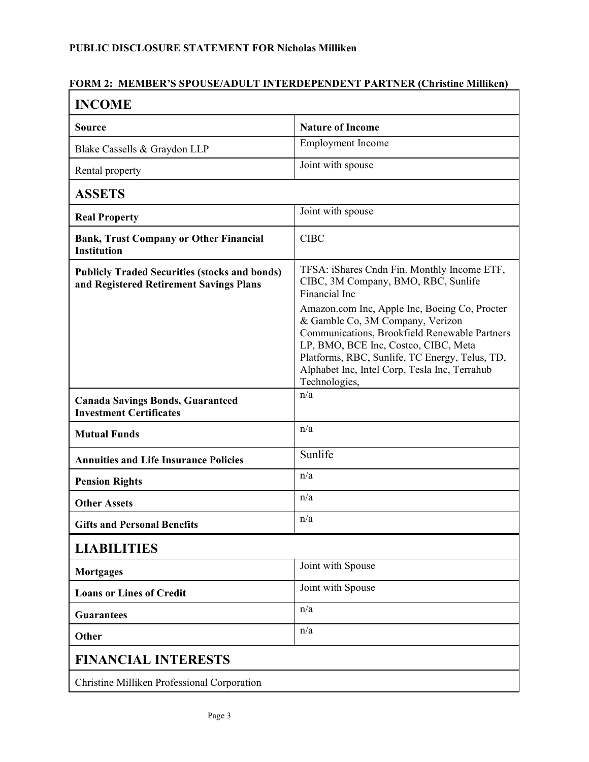**PUBLIC DISCLOSURE STATEMENT FOR Nicholas Milliken**

**FORM 2: MEMBER'S SPOUSE/ADULT INTERDEPENDENT PARTNER (Christine Milliken)**

## INCOME

| Source | Nature of Income |
|---|---|
| Blake Cassells & Graydon LLP | Employment Income |
| Rental property | Joint with spouse |

## ASSETS

| | |
|---|---|
| **Real Property** | Joint with spouse |
| **Bank, Trust Company or Other Financial Institution** | CIBC |
| **Publicly Traded Securities (stocks and bonds) and Registered Retirement Savings Plans** | TFSA: iShares Cndn Fin. Monthly Income ETF, CIBC, 3M Company, BMO, RBC, Sunlife Financial Inc<br><br>Amazon.com Inc, Apple Inc, Boeing Co, Procter & Gamble Co, 3M Company, Verizon Communications, Brookfield Renewable Partners LP, BMO, BCE Inc, Costco, CIBC, Meta Platforms, RBC, Sunlife, TC Energy, Telus, TD, Alphabet Inc, Intel Corp, Tesla Inc, Terrahub Technologies, |
| **Canada Savings Bonds, Guaranteed Investment Certificates** | n/a |
| **Mutual Funds** | n/a |
| **Annuities and Life Insurance Policies** | Sunlife |
| **Pension Rights** | n/a |
| **Other Assets** | n/a |
| **Gifts and Personal Benefits** | n/a |

## LIABILITIES

| | |
|---|---|
| **Mortgages** | Joint with Spouse |
| **Loans or Lines of Credit** | Joint with Spouse |
| **Guarantees** | n/a |
| **Other** | n/a |

## FINANCIAL INTERESTS

Christine Milliken Professional Corporation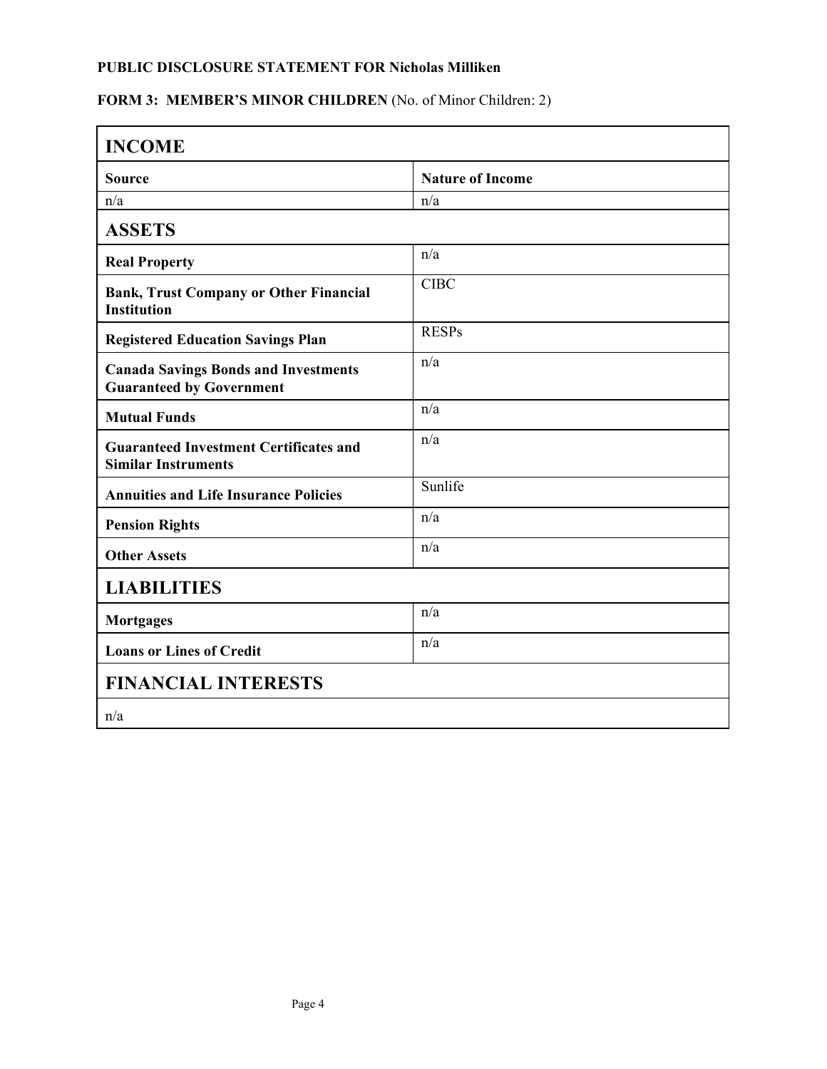**PUBLIC DISCLOSURE STATEMENT FOR Nicholas Milliken**

**FORM 3: MEMBER'S MINOR CHILDREN** (No. of Minor Children: 2)

## INCOME

| Source | Nature of Income |
|---|---|
| n/a | n/a |

## ASSETS

| | |
|---|---|
| **Real Property** | n/a |
| **Bank, Trust Company or Other Financial Institution** | CIBC |
| **Registered Education Savings Plan** | RESPs |
| **Canada Savings Bonds and Investments Guaranteed by Government** | n/a |
| **Mutual Funds** | n/a |
| **Guaranteed Investment Certificates and Similar Instruments** | n/a |
| **Annuities and Life Insurance Policies** | Sunlife |
| **Pension Rights** | n/a |
| **Other Assets** | n/a |

## LIABILITIES

| | |
|---|---|
| **Mortgages** | n/a |
| **Loans or Lines of Credit** | n/a |

## FINANCIAL INTERESTS

n/a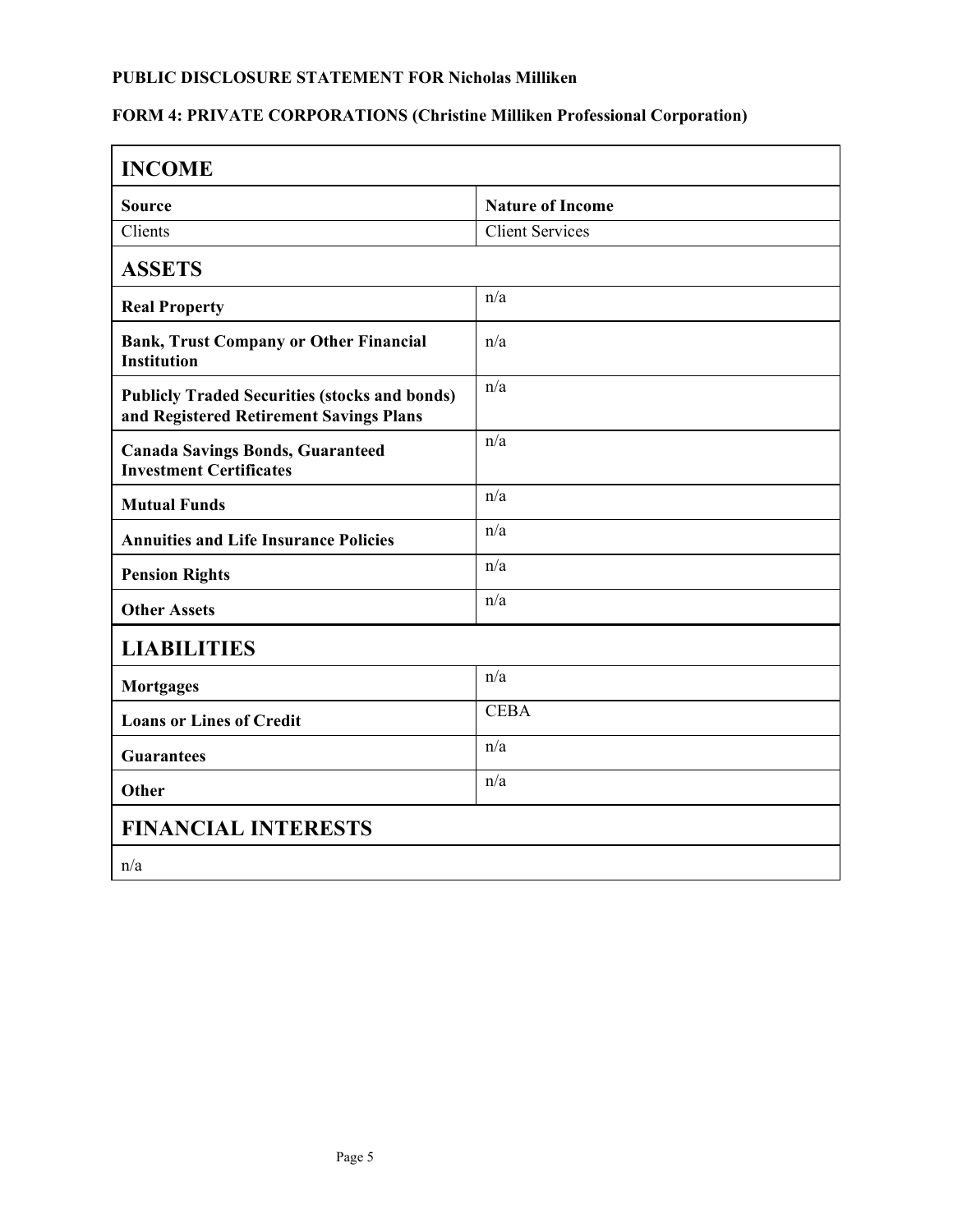**PUBLIC DISCLOSURE STATEMENT FOR Nicholas Milliken**

**FORM 4: PRIVATE CORPORATIONS (Christine Milliken Professional Corporation)**

## INCOME

| Source | Nature of Income |
| --- | --- |
| Clients | Client Services |

## ASSETS

| | |
| --- | --- |
| **Real Property** | n/a |
| **Bank, Trust Company or Other Financial Institution** | n/a |
| **Publicly Traded Securities (stocks and bonds) and Registered Retirement Savings Plans** | n/a |
| **Canada Savings Bonds, Guaranteed Investment Certificates** | n/a |
| **Mutual Funds** | n/a |
| **Annuities and Life Insurance Policies** | n/a |
| **Pension Rights** | n/a |
| **Other Assets** | n/a |

## LIABILITIES

| | |
| --- | --- |
| **Mortgages** | n/a |
| **Loans or Lines of Credit** | CEBA |
| **Guarantees** | n/a |
| **Other** | n/a |

## FINANCIAL INTERESTS

n/a